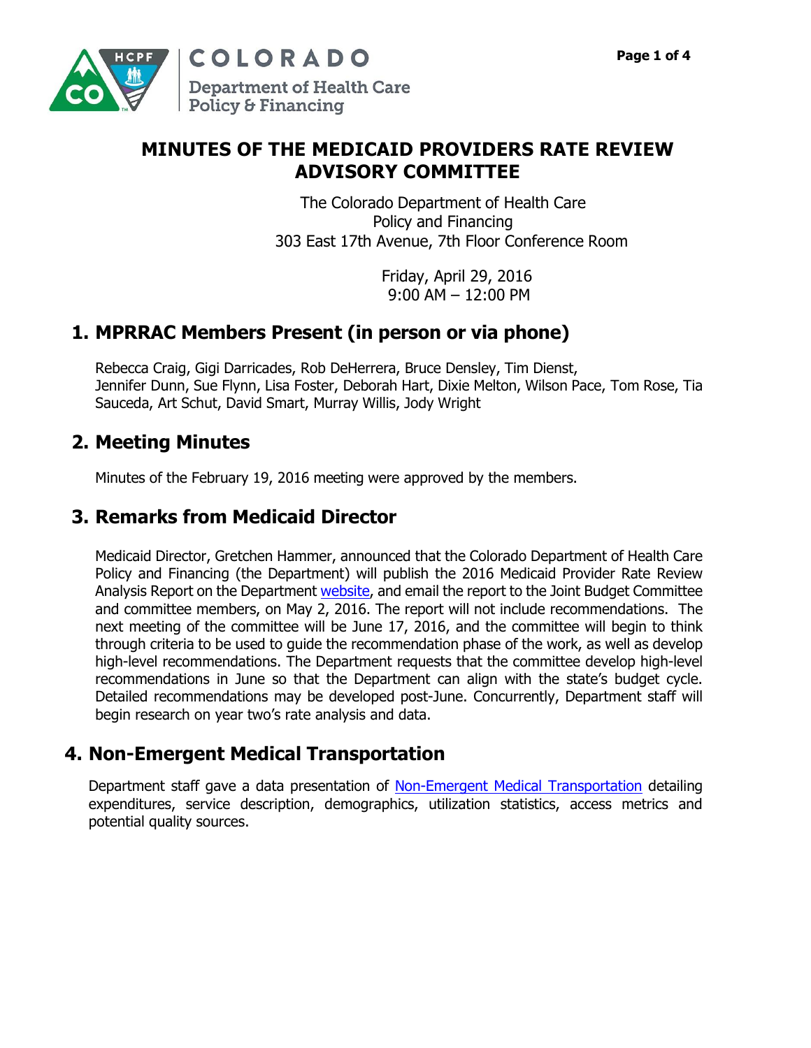COLORADO
Department of Health Care
Policy & Financing

# MINUTES OF THE MEDICAID PROVIDERS RATE REVIEW ADVISORY COMMITTEE

The Colorado Department of Health Care
Policy and Financing
303 East 17th Avenue, 7th Floor Conference Room

Friday, April 29, 2016
9:00 AM – 12:00 PM

## 1. MPRRAC Members Present (in person or via phone)

Rebecca Craig, Gigi Darricades, Rob DeHerrera, Bruce Densley, Tim Dienst, Jennifer Dunn, Sue Flynn, Lisa Foster, Deborah Hart, Dixie Melton, Wilson Pace, Tom Rose, Tia Sauceda, Art Schut, David Smart, Murray Willis, Jody Wright

## 2. Meeting Minutes

Minutes of the February 19, 2016 meeting were approved by the members.

## 3. Remarks from Medicaid Director

Medicaid Director, Gretchen Hammer, announced that the Colorado Department of Health Care Policy and Financing (the Department) will publish the 2016 Medicaid Provider Rate Review Analysis Report on the Department website, and email the report to the Joint Budget Committee and committee members, on May 2, 2016. The report will not include recommendations. The next meeting of the committee will be June 17, 2016, and the committee will begin to think through criteria to be used to guide the recommendation phase of the work, as well as develop high-level recommendations. The Department requests that the committee develop high-level recommendations in June so that the Department can align with the state's budget cycle. Detailed recommendations may be developed post-June. Concurrently, Department staff will begin research on year two's rate analysis and data.

## 4. Non-Emergent Medical Transportation

Department staff gave a data presentation of Non-Emergent Medical Transportation detailing expenditures, service description, demographics, utilization statistics, access metrics and potential quality sources.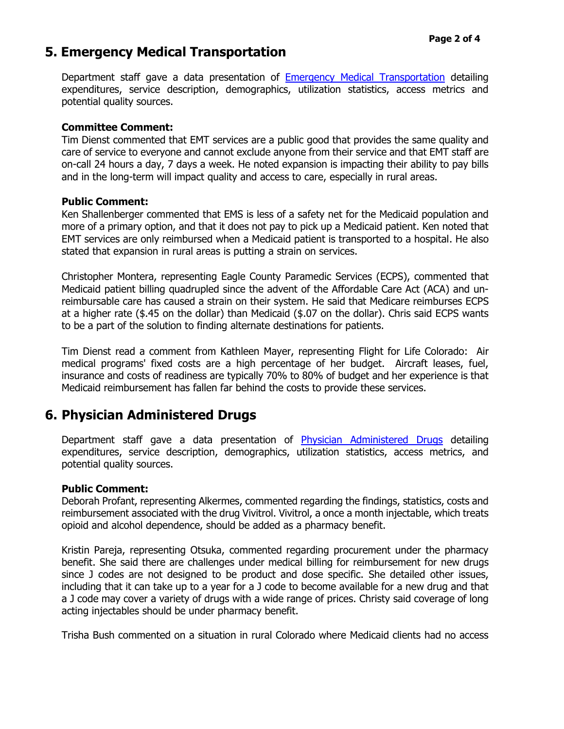## 5. Emergency Medical Transportation

Department staff gave a data presentation of [Emergency Medical Transportation] detailing expenditures, service description, demographics, utilization statistics, access metrics and potential quality sources.

**Committee Comment:**
Tim Dienst commented that EMT services are a public good that provides the same quality and care of service to everyone and cannot exclude anyone from their service and that EMT staff are on-call 24 hours a day, 7 days a week. He noted expansion is impacting their ability to pay bills and in the long-term will impact quality and access to care, especially in rural areas.

**Public Comment:**
Ken Shallenberger commented that EMS is less of a safety net for the Medicaid population and more of a primary option, and that it does not pay to pick up a Medicaid patient. Ken noted that EMT services are only reimbursed when a Medicaid patient is transported to a hospital. He also stated that expansion in rural areas is putting a strain on services.

Christopher Montera, representing Eagle County Paramedic Services (ECPS), commented that Medicaid patient billing quadrupled since the advent of the Affordable Care Act (ACA) and un-reimbursable care has caused a strain on their system. He said that Medicare reimburses ECPS at a higher rate ($.45 on the dollar) than Medicaid ($.07 on the dollar). Chris said ECPS wants to be a part of the solution to finding alternate destinations for patients.

Tim Dienst read a comment from Kathleen Mayer, representing Flight for Life Colorado: Air medical programs' fixed costs are a high percentage of her budget. Aircraft leases, fuel, insurance and costs of readiness are typically 70% to 80% of budget and her experience is that Medicaid reimbursement has fallen far behind the costs to provide these services.

## 6. Physician Administered Drugs

Department staff gave a data presentation of [Physician Administered Drugs] detailing expenditures, service description, demographics, utilization statistics, access metrics, and potential quality sources.

**Public Comment:**
Deborah Profant, representing Alkermes, commented regarding the findings, statistics, costs and reimbursement associated with the drug Vivitrol. Vivitrol, a once a month injectable, which treats opioid and alcohol dependence, should be added as a pharmacy benefit.

Kristin Pareja, representing Otsuka, commented regarding procurement under the pharmacy benefit. She said there are challenges under medical billing for reimbursement for new drugs since J codes are not designed to be product and dose specific. She detailed other issues, including that it can take up to a year for a J code to become available for a new drug and that a J code may cover a variety of drugs with a wide range of prices. Christy said coverage of long acting injectables should be under pharmacy benefit.

Trisha Bush commented on a situation in rural Colorado where Medicaid clients had no access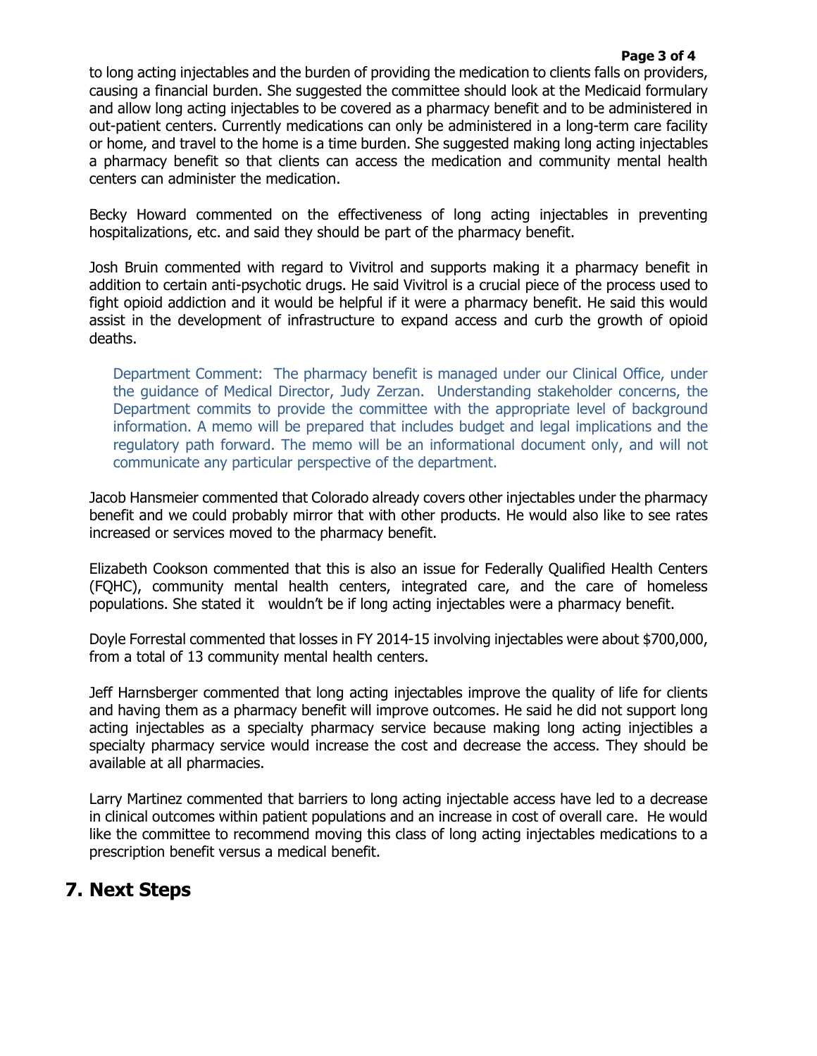to long acting injectables and the burden of providing the medication to clients falls on providers, causing a financial burden. She suggested the committee should look at the Medicaid formulary and allow long acting injectables to be covered as a pharmacy benefit and to be administered in out-patient centers. Currently medications can only be administered in a long-term care facility or home, and travel to the home is a time burden. She suggested making long acting injectables a pharmacy benefit so that clients can access the medication and community mental health centers can administer the medication.

Becky Howard commented on the effectiveness of long acting injectables in preventing hospitalizations, etc. and said they should be part of the pharmacy benefit.

Josh Bruin commented with regard to Vivitrol and supports making it a pharmacy benefit in addition to certain anti-psychotic drugs. He said Vivitrol is a crucial piece of the process used to fight opioid addiction and it would be helpful if it were a pharmacy benefit. He said this would assist in the development of infrastructure to expand access and curb the growth of opioid deaths.

> Department Comment: The pharmacy benefit is managed under our Clinical Office, under the guidance of Medical Director, Judy Zerzan. Understanding stakeholder concerns, the Department commits to provide the committee with the appropriate level of background information. A memo will be prepared that includes budget and legal implications and the regulatory path forward. The memo will be an informational document only, and will not communicate any particular perspective of the department.

Jacob Hansmeier commented that Colorado already covers other injectables under the pharmacy benefit and we could probably mirror that with other products. He would also like to see rates increased or services moved to the pharmacy benefit.

Elizabeth Cookson commented that this is also an issue for Federally Qualified Health Centers (FQHC), community mental health centers, integrated care, and the care of homeless populations. She stated it wouldn't be if long acting injectables were a pharmacy benefit.

Doyle Forrestal commented that losses in FY 2014-15 involving injectables were about $700,000, from a total of 13 community mental health centers.

Jeff Harnsberger commented that long acting injectables improve the quality of life for clients and having them as a pharmacy benefit will improve outcomes. He said he did not support long acting injectables as a specialty pharmacy service because making long acting injectibles a specialty pharmacy service would increase the cost and decrease the access. They should be available at all pharmacies.

Larry Martinez commented that barriers to long acting injectable access have led to a decrease in clinical outcomes within patient populations and an increase in cost of overall care. He would like the committee to recommend moving this class of long acting injectables medications to a prescription benefit versus a medical benefit.

## 7. Next Steps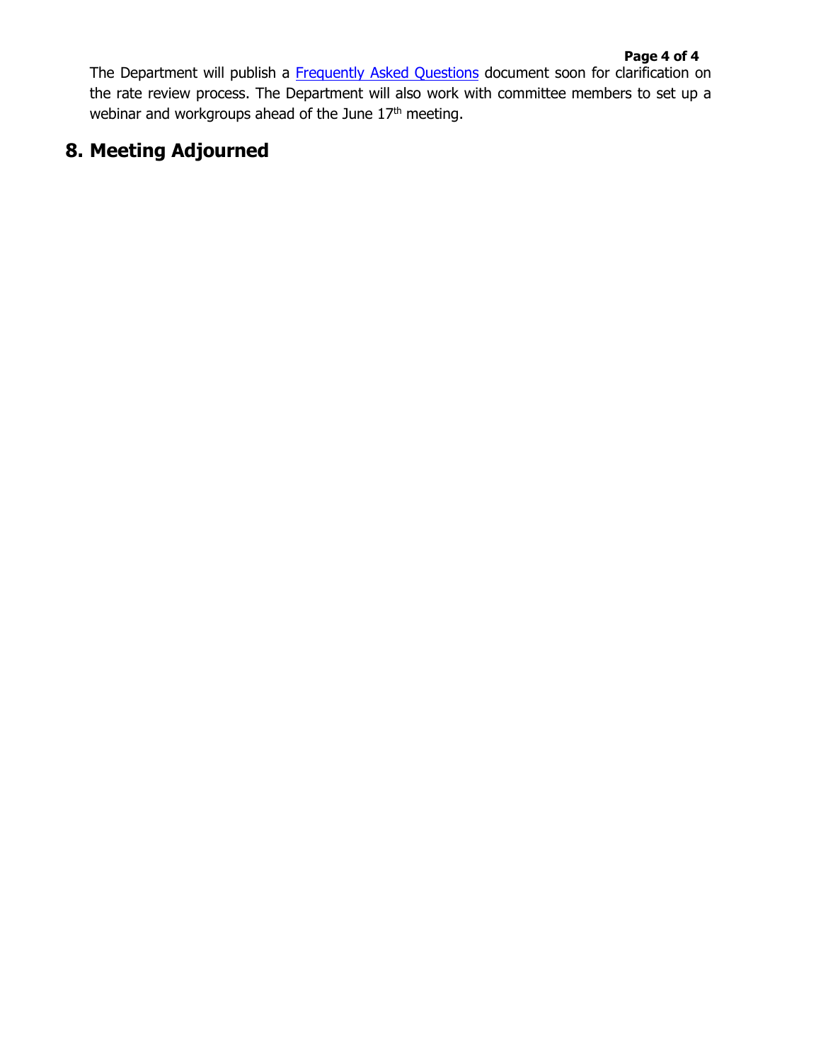The Department will publish a Frequently Asked Questions document soon for clarification on the rate review process. The Department will also work with committee members to set up a webinar and workgroups ahead of the June 17th meeting.

## 8. Meeting Adjourned